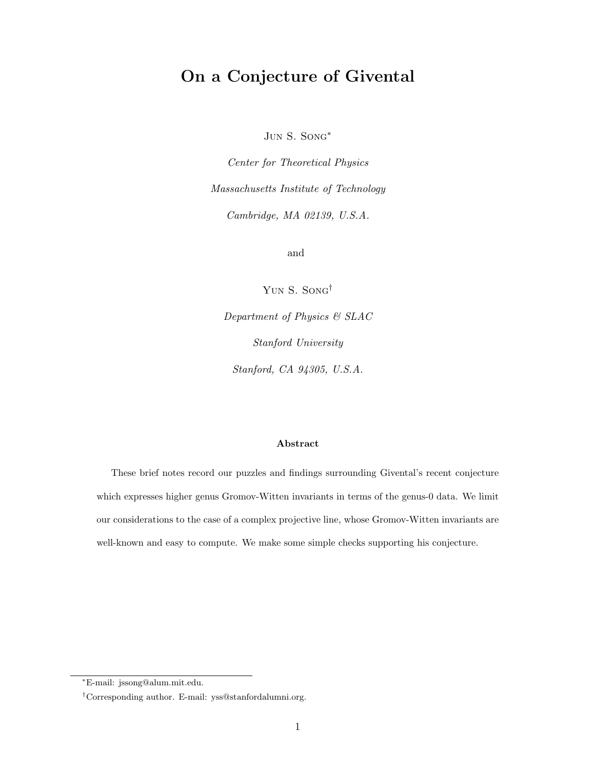# On a Conjecture of Givental

Jun S. Song*

*Center for Theoretical Physics*

*Massachusetts Institute of Technology*

*Cambridge, MA 02139, U.S.A.*

and

Yun S. Song†

*Department of Physics & SLAC*

*Stanford University*

*Stanford, CA 94305, U.S.A.*

### Abstract

These brief notes record our puzzles and findings surrounding Givental's recent conjecture which expresses higher genus Gromov-Witten invariants in terms of the genus-0 data. We limit our considerations to the case of a complex projective line, whose Gromov-Witten invariants are well-known and easy to compute. We make some simple checks supporting his conjecture.

---

*E-mail: jssong@alum.mit.edu.

†Corresponding author. E-mail: yss@stanfordalumni.org.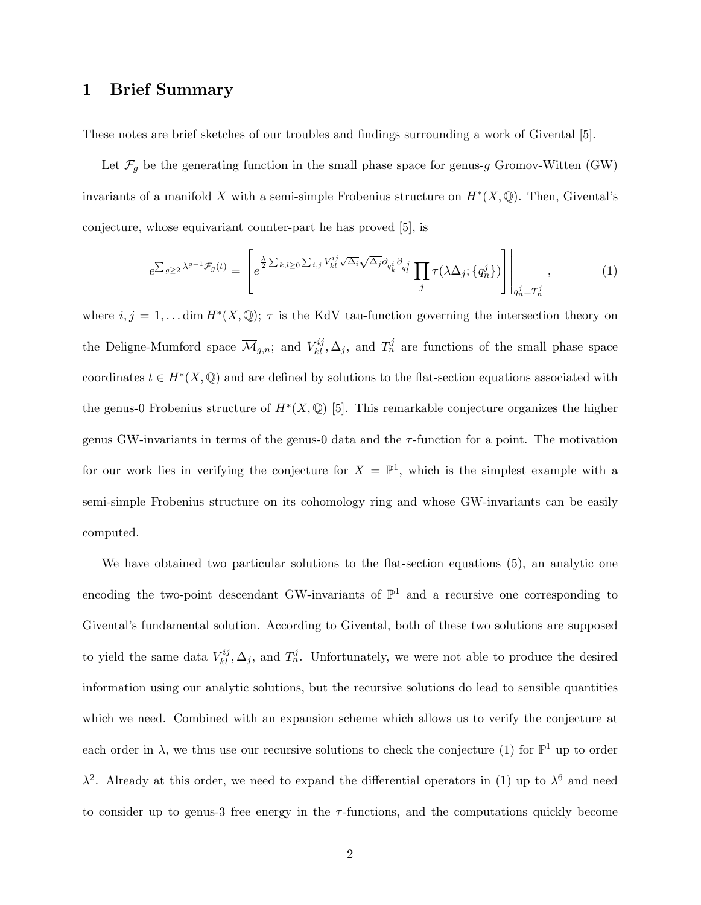## 1 Brief Summary

These notes are brief sketches of our troubles and findings surrounding a work of Givental [5].

Let $\mathcal{F}_g$ be the generating function in the small phase space for genus-$g$ Gromov-Witten (GW) invariants of a manifold $X$ with a semi-simple Frobenius structure on $H^*(X,\mathbb{Q})$. Then, Givental's conjecture, whose equivariant counter-part he has proved [5], is

$$e^{\sum_{g\geq 2}\lambda^{g-1}\mathcal{F}_g(t)} = \left[ e^{\frac{\lambda}{2}\sum_{k,l\geq 0}\sum_{i,j} V^{ij}_{kl}\sqrt{\Delta_i}\sqrt{\Delta_j}\partial_{q^i_k}\partial_{q^j_l}} \prod_j \tau(\lambda\Delta_j;\{q^j_n\}) \right]\Bigg|_{q^j_n = T^j_n}, \tag{1}$$

where $i,j = 1,\ldots \dim H^*(X,\mathbb{Q})$; $\tau$ is the KdV tau-function governing the intersection theory on the Deligne-Mumford space $\overline{\mathcal{M}}_{g,n}$; and $V^{ij}_{kl}, \Delta_j$, and $T^j_n$ are functions of the small phase space coordinates $t \in H^*(X,\mathbb{Q})$ and are defined by solutions to the flat-section equations associated with the genus-0 Frobenius structure of $H^*(X,\mathbb{Q})$ [5]. This remarkable conjecture organizes the higher genus GW-invariants in terms of the genus-0 data and the $\tau$-function for a point. The motivation for our work lies in verifying the conjecture for $X = \mathbb{P}^1$, which is the simplest example with a semi-simple Frobenius structure on its cohomology ring and whose GW-invariants can be easily computed.

We have obtained two particular solutions to the flat-section equations (5), an analytic one encoding the two-point descendant GW-invariants of $\mathbb{P}^1$ and a recursive one corresponding to Givental's fundamental solution. According to Givental, both of these two solutions are supposed to yield the same data $V^{ij}_{kl}, \Delta_j$, and $T^j_n$. Unfortunately, we were not able to produce the desired information using our analytic solutions, but the recursive solutions do lead to sensible quantities which we need. Combined with an expansion scheme which allows us to verify the conjecture at each order in $\lambda$, we thus use our recursive solutions to check the conjecture (1) for $\mathbb{P}^1$ up to order $\lambda^2$. Already at this order, we need to expand the differential operators in (1) up to $\lambda^6$ and need to consider up to genus-3 free energy in the $\tau$-functions, and the computations quickly become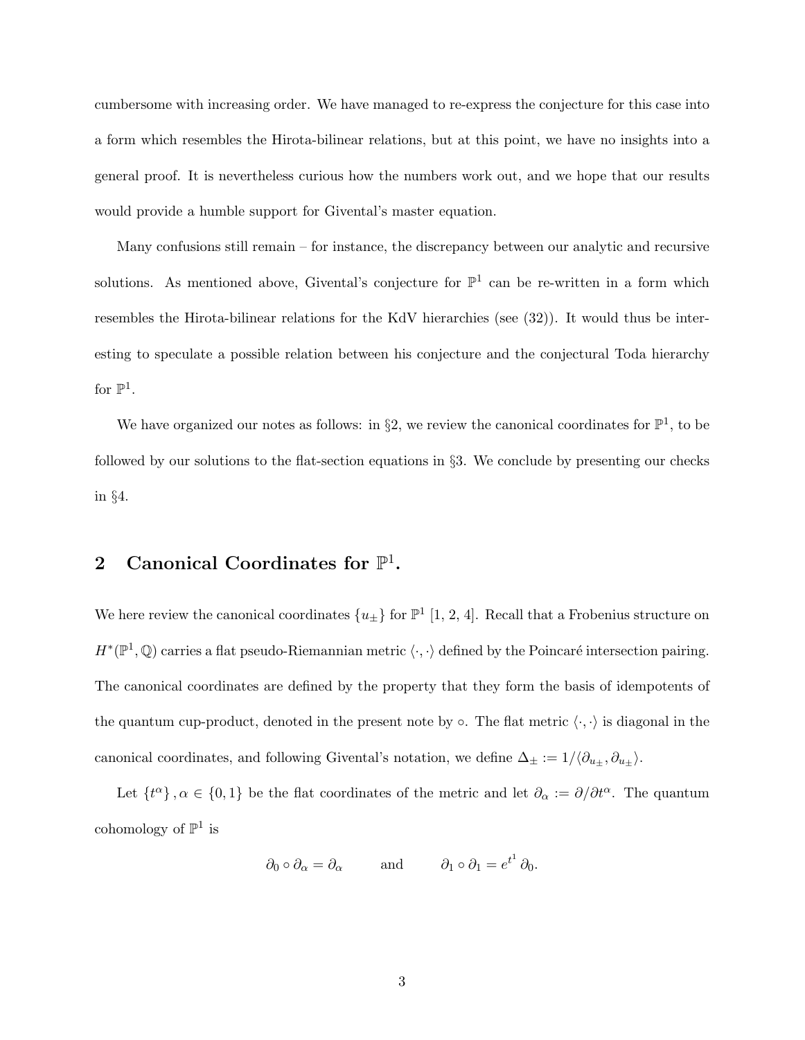cumbersome with increasing order. We have managed to re-express the conjecture for this case into a form which resembles the Hirota-bilinear relations, but at this point, we have no insights into a general proof. It is nevertheless curious how the numbers work out, and we hope that our results would provide a humble support for Givental's master equation.

Many confusions still remain – for instance, the discrepancy between our analytic and recursive solutions. As mentioned above, Givental's conjecture for $\mathbb{P}^1$ can be re-written in a form which resembles the Hirota-bilinear relations for the KdV hierarchies (see (32)). It would thus be interesting to speculate a possible relation between his conjecture and the conjectural Toda hierarchy for $\mathbb{P}^1$.

We have organized our notes as follows: in §2, we review the canonical coordinates for $\mathbb{P}^1$, to be followed by our solutions to the flat-section equations in §3. We conclude by presenting our checks in §4.

## 2 Canonical Coordinates for $\mathbb{P}^1$.

We here review the canonical coordinates $\{u_\pm\}$ for $\mathbb{P}^1$ [1, 2, 4]. Recall that a Frobenius structure on $H^*(\mathbb{P}^1, \mathbb{Q})$ carries a flat pseudo-Riemannian metric $\langle \cdot, \cdot \rangle$ defined by the Poincaré intersection pairing. The canonical coordinates are defined by the property that they form the basis of idempotents of the quantum cup-product, denoted in the present note by $\circ$. The flat metric $\langle \cdot, \cdot \rangle$ is diagonal in the canonical coordinates, and following Givental's notation, we define $\Delta_\pm := 1/\langle \partial_{u_\pm}, \partial_{u_\pm} \rangle$.

Let $\{t^\alpha\}, \alpha \in \{0, 1\}$ be the flat coordinates of the metric and let $\partial_\alpha := \partial/\partial t^\alpha$. The quantum cohomology of $\mathbb{P}^1$ is

$$\partial_0 \circ \partial_\alpha = \partial_\alpha \qquad \text{and} \qquad \partial_1 \circ \partial_1 = e^{t^1}\, \partial_0.$$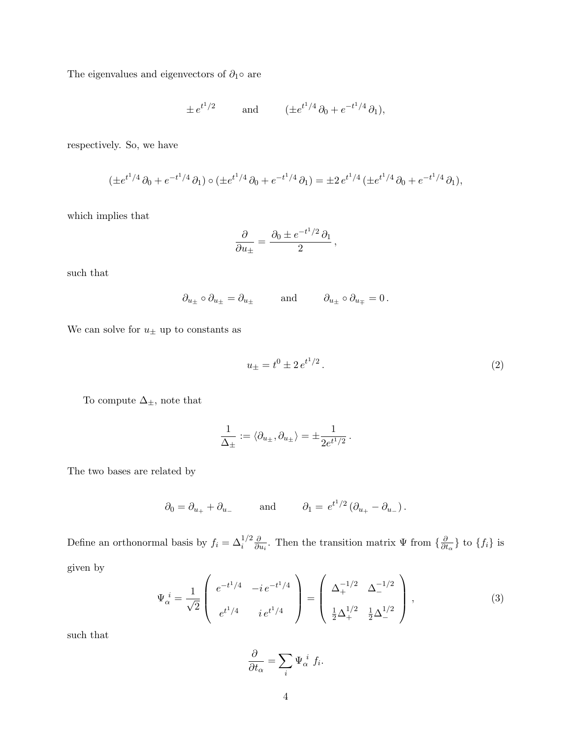The eigenvalues and eigenvectors of $\partial_1 \circ$ are

$$\pm\, e^{t^1/2} \qquad \text{and} \qquad (\pm e^{t^1/4}\, \partial_0 + e^{-t^1/4}\, \partial_1),$$

respectively. So, we have

$$(\pm e^{t^1/4}\, \partial_0 + e^{-t^1/4}\, \partial_1) \circ (\pm e^{t^1/4}\, \partial_0 + e^{-t^1/4}\, \partial_1) = \pm 2\, e^{t^1/4}\, (\pm e^{t^1/4}\, \partial_0 + e^{-t^1/4}\, \partial_1),$$

which implies that

$$\frac{\partial}{\partial u_\pm} = \frac{\partial_0 \pm e^{-t^1/2}\, \partial_1}{2},$$

such that

$$\partial_{u_\pm} \circ \partial_{u_\pm} = \partial_{u_\pm} \qquad \text{and} \qquad \partial_{u_\pm} \circ \partial_{u_\mp} = 0\,.$$

We can solve for $u_\pm$ up to constants as

$$u_\pm = t^0 \pm 2\, e^{t^1/2}\,. \tag{2}$$

To compute $\Delta_\pm$, note that

$$\frac{1}{\Delta_\pm} := \langle \partial_{u_\pm}, \partial_{u_\pm} \rangle = \pm \frac{1}{2e^{t^1/2}}\,.$$

The two bases are related by

$$\partial_0 = \partial_{u_+} + \partial_{u_-} \qquad \text{and} \qquad \partial_1 = \, e^{t^1/2}\, (\partial_{u_+} - \partial_{u_-}\,)\,.$$

Define an orthonormal basis by $f_i = \Delta_i^{1/2} \frac{\partial}{\partial u_i}$. Then the transition matrix $\Psi$ from $\{\frac{\partial}{\partial t_\alpha}\}$ to $\{f_i\}$ is given by

$$\Psi_\alpha^{\ i} = \frac{1}{\sqrt{2}} \begin{pmatrix} e^{-t^1/4} & -i\, e^{-t^1/4} \\ e^{t^1/4} & i\, e^{t^1/4} \end{pmatrix} = \begin{pmatrix} \Delta_+^{-1/2} & \Delta_-^{-1/2} \\ \frac{1}{2}\Delta_+^{1/2} & \frac{1}{2}\Delta_-^{1/2} \end{pmatrix}, \tag{3}$$

such that

$$\frac{\partial}{\partial t_\alpha} = \sum_i \Psi_\alpha^{\ i}\, f_i.$$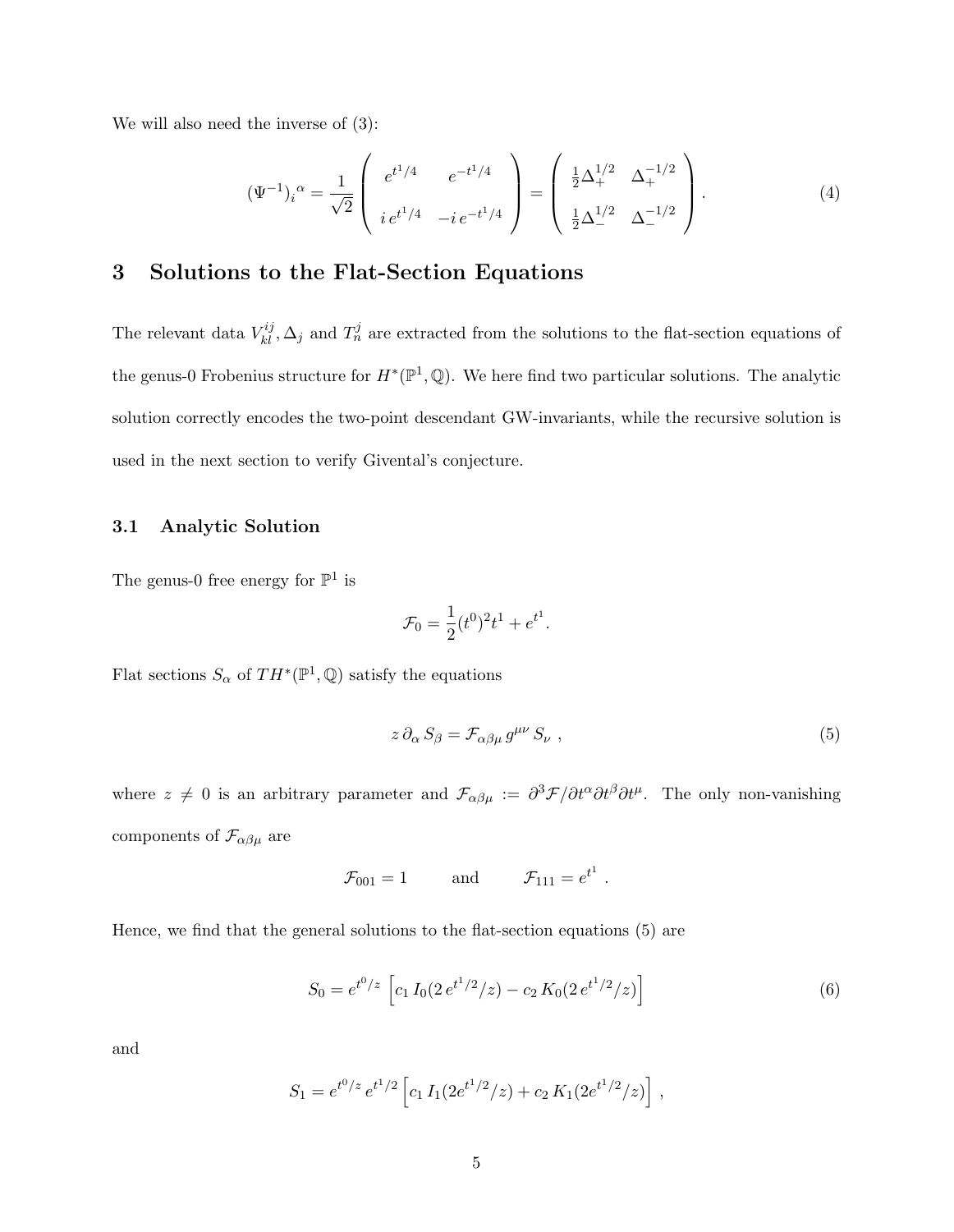We will also need the inverse of (3):

$$(\Psi^{-1})_i{}^\alpha = \frac{1}{\sqrt{2}} \begin{pmatrix} e^{t^1/4} & e^{-t^1/4} \\ i\, e^{t^1/4} & -i\, e^{-t^1/4} \end{pmatrix} = \begin{pmatrix} \frac{1}{2}\Delta_+^{1/2} & \Delta_+^{-1/2} \\ \frac{1}{2}\Delta_-^{1/2} & \Delta_-^{-1/2} \end{pmatrix}. \tag{4}$$

## 3 Solutions to the Flat-Section Equations

The relevant data $V_{kl}^{ij}, \Delta_j$ and $T_n^j$ are extracted from the solutions to the flat-section equations of the genus-0 Frobenius structure for $H^*(\mathbb{P}^1, \mathbb{Q})$. We here find two particular solutions. The analytic solution correctly encodes the two-point descendant GW-invariants, while the recursive solution is used in the next section to verify Givental's conjecture.

### 3.1 Analytic Solution

The genus-0 free energy for $\mathbb{P}^1$ is

$$\mathcal{F}_0 = \frac{1}{2}(t^0)^2 t^1 + e^{t^1}.$$

Flat sections $S_\alpha$ of $TH^*(\mathbb{P}^1, \mathbb{Q})$ satisfy the equations

$$z\, \partial_\alpha\, S_\beta = \mathcal{F}_{\alpha\beta\mu}\, g^{\mu\nu}\, S_\nu\ , \tag{5}$$

where $z \neq 0$ is an arbitrary parameter and $\mathcal{F}_{\alpha\beta\mu} := \partial^3 \mathcal{F}/\partial t^\alpha \partial t^\beta \partial t^\mu$. The only non-vanishing components of $\mathcal{F}_{\alpha\beta\mu}$ are

$$\mathcal{F}_{001} = 1 \qquad \text{and} \qquad \mathcal{F}_{111} = e^{t^1}\ .$$

Hence, we find that the general solutions to the flat-section equations (5) are

$$S_0 = e^{t^0/z} \left[ c_1\, I_0(2\, e^{t^1/2}/z) - c_2\, K_0(2\, e^{t^1/2}/z) \right] \tag{6}$$

and

$$S_1 = e^{t^0/z}\, e^{t^1/2} \left[ c_1\, I_1(2e^{t^1/2}/z) + c_2\, K_1(2e^{t^1/2}/z) \right]\ ,$$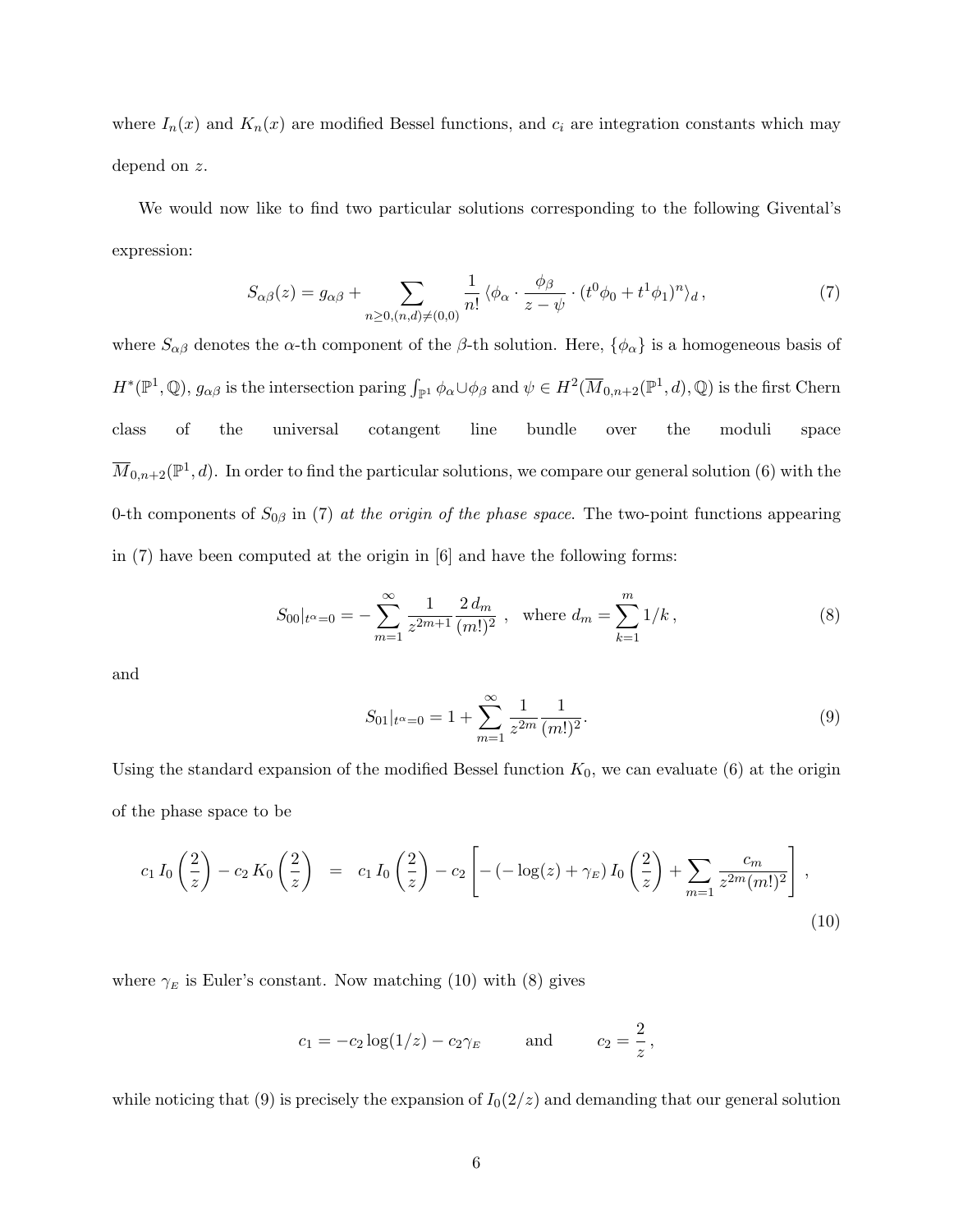where $I_n(x)$ and $K_n(x)$ are modified Bessel functions, and $c_i$ are integration constants which may depend on $z$.

We would now like to find two particular solutions corresponding to the following Givental's expression:

$$S_{\alpha\beta}(z) = g_{\alpha\beta} + \sum_{n\geq 0,(n,d)\neq(0,0)} \frac{1}{n!}\,\langle \phi_\alpha \cdot \frac{\phi_\beta}{z-\psi} \cdot (t^0\phi_0 + t^1\phi_1)^n \rangle_d\,, \tag{7}$$

where $S_{\alpha\beta}$ denotes the $\alpha$-th component of the $\beta$-th solution. Here, $\{\phi_\alpha\}$ is a homogeneous basis of $H^*(\mathbb{P}^1,\mathbb{Q})$, $g_{\alpha\beta}$ is the intersection paring $\int_{\mathbb{P}^1}\phi_\alpha\cup\phi_\beta$ and $\psi \in H^2(\overline{M}_{0,n+2}(\mathbb{P}^1,d),\mathbb{Q})$ is the first Chern class of the universal cotangent line bundle over the moduli space $\overline{M}_{0,n+2}(\mathbb{P}^1,d)$. In order to find the particular solutions, we compare our general solution (6) with the 0-th components of $S_{0\beta}$ in (7) *at the origin of the phase space*. The two-point functions appearing in (7) have been computed at the origin in [6] and have the following forms:

$$S_{00}|_{t^\alpha=0} = -\sum_{m=1}^{\infty} \frac{1}{z^{2m+1}} \frac{2\,d_m}{(m!)^2}\;, \quad \text{where } d_m = \sum_{k=1}^{m} 1/k\,, \tag{8}$$

and

$$S_{01}|_{t^\alpha=0} = 1 + \sum_{m=1}^{\infty} \frac{1}{z^{2m}} \frac{1}{(m!)^2}. \tag{9}$$

Using the standard expansion of the modified Bessel function $K_0$, we can evaluate (6) at the origin of the phase space to be

$$c_1\,I_0\left(\frac{2}{z}\right) - c_2\,K_0\left(\frac{2}{z}\right) \;=\; c_1\,I_0\left(\frac{2}{z}\right) - c_2\left[-\left(-\log(z)+\gamma_E\right)I_0\left(\frac{2}{z}\right) + \sum_{m=1}\frac{c_m}{z^{2m}(m!)^2}\right], \tag{10}$$

where $\gamma_E$ is Euler's constant. Now matching (10) with (8) gives

$$c_1 = -c_2\log(1/z) - c_2\gamma_E \qquad \text{and} \qquad c_2 = \frac{2}{z}\,,$$

while noticing that (9) is precisely the expansion of $I_0(2/z)$ and demanding that our general solution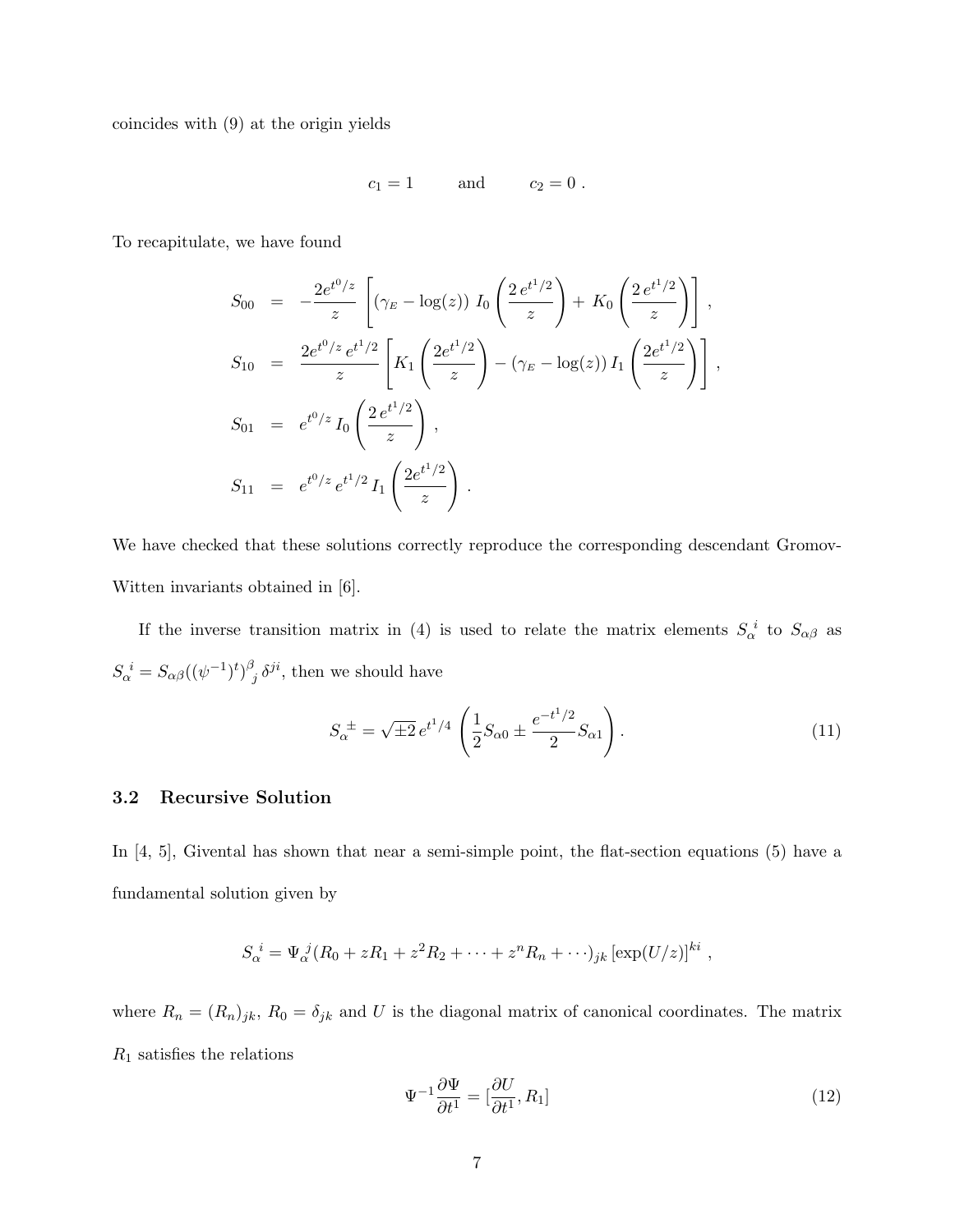coincides with (9) at the origin yields

$$c_1 = 1 \qquad \text{and} \qquad c_2 = 0\ .$$

To recapitulate, we have found

$$\begin{aligned}
S_{00} &= -\frac{2e^{t^0/z}}{z}\left[(\gamma_E - \log(z))\; I_0\left(\frac{2\,e^{t^1/2}}{z}\right) + \; K_0\left(\frac{2\,e^{t^1/2}}{z}\right)\right] , \\
S_{10} &= \frac{2e^{t^0/z}\,e^{t^1/2}}{z}\left[K_1\left(\frac{2e^{t^1/2}}{z}\right) - (\gamma_E - \log(z))\, I_1\left(\frac{2e^{t^1/2}}{z}\right)\right] , \\
S_{01} &= e^{t^0/z}\, I_0\left(\frac{2\,e^{t^1/2}}{z}\right) , \\
S_{11} &= e^{t^0/z}\, e^{t^1/2}\, I_1\left(\frac{2e^{t^1/2}}{z}\right) .
\end{aligned}$$

We have checked that these solutions correctly reproduce the corresponding descendant Gromov-Witten invariants obtained in [6].

If the inverse transition matrix in (4) is used to relate the matrix elements $S_\alpha^{\ i}$ to $S_{\alpha\beta}$ as $S_\alpha^{\ i} = S_{\alpha\beta}((\psi^{-1})^t)^\beta_{\ j}\,\delta^{ji}$, then we should have

$$S_\alpha^{\ \pm} = \sqrt{\pm 2}\, e^{t^1/4}\left(\frac{1}{2}S_{\alpha 0} \pm \frac{e^{-t^1/2}}{2}S_{\alpha 1}\right) . \tag{11}$$

### 3.2 Recursive Solution

In [4, 5], Givental has shown that near a semi-simple point, the flat-section equations (5) have a fundamental solution given by

$$S_\alpha^{\ i} = \Psi_\alpha^{\ j}(R_0 + zR_1 + z^2R_2 + \cdots + z^nR_n + \cdots)_{jk}\,[\exp(U/z)]^{ki}\ ,$$

where $R_n = (R_n)_{jk}$, $R_0 = \delta_{jk}$ and $U$ is the diagonal matrix of canonical coordinates. The matrix $R_1$ satisfies the relations

$$\Psi^{-1}\frac{\partial \Psi}{\partial t^1} = [\frac{\partial U}{\partial t^1}, R_1] \tag{12}$$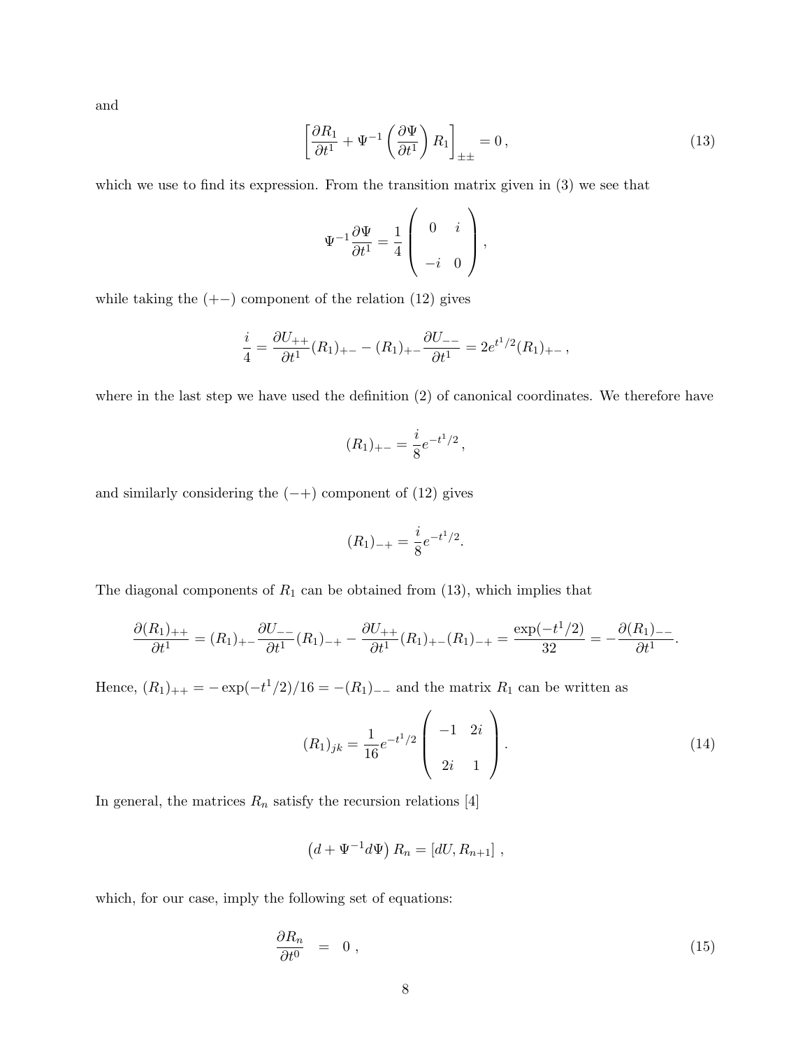and

$$
\left[\frac{\partial R_1}{\partial t^1} + \Psi^{-1}\left(\frac{\partial \Psi}{\partial t^1}\right) R_1\right]_{\pm\pm} = 0\,, \tag{13}
$$

which we use to find its expression. From the transition matrix given in (3) we see that

$$
\Psi^{-1}\frac{\partial \Psi}{\partial t^1} = \frac{1}{4}\left(\begin{array}{cc} 0 & i \\ -i & 0 \end{array}\right),
$$

while taking the $(+-)$ component of the relation (12) gives

$$
\frac{i}{4} = \frac{\partial U_{++}}{\partial t^1}(R_1)_{+-} - (R_1)_{+-}\frac{\partial U_{--}}{\partial t^1} = 2e^{t^1/2}(R_1)_{+-}\,,
$$

where in the last step we have used the definition (2) of canonical coordinates. We therefore have

$$
(R_1)_{+-} = \frac{i}{8}e^{-t^1/2}\,,
$$

and similarly considering the $(-+)$ component of (12) gives

$$
(R_1)_{-+} = \frac{i}{8}e^{-t^1/2}.
$$

The diagonal components of $R_1$ can be obtained from (13), which implies that

$$
\frac{\partial (R_1)_{++}}{\partial t^1} = (R_1)_{+-}\frac{\partial U_{--}}{\partial t^1}(R_1)_{-+} - \frac{\partial U_{++}}{\partial t^1}(R_1)_{+-}(R_1)_{-+} = \frac{\exp(-t^1/2)}{32} = -\frac{\partial (R_1)_{--}}{\partial t^1}.
$$

Hence, $(R_1)_{++} = -\exp(-t^1/2)/16 = -(R_1)_{--}$ and the matrix $R_1$ can be written as

$$
(R_1)_{jk} = \frac{1}{16}e^{-t^1/2}\left(\begin{array}{cc} -1 & 2i \\ 2i & 1 \end{array}\right). \tag{14}
$$

In general, the matrices $R_n$ satisfy the recursion relations [4]

$$
\left(d + \Psi^{-1}d\Psi\right)R_n = \left[dU, R_{n+1}\right]\,,
$$

which, for our case, imply the following set of equations:

$$
\frac{\partial R_n}{\partial t^0} \;\; = \;\; 0\,, \tag{15}
$$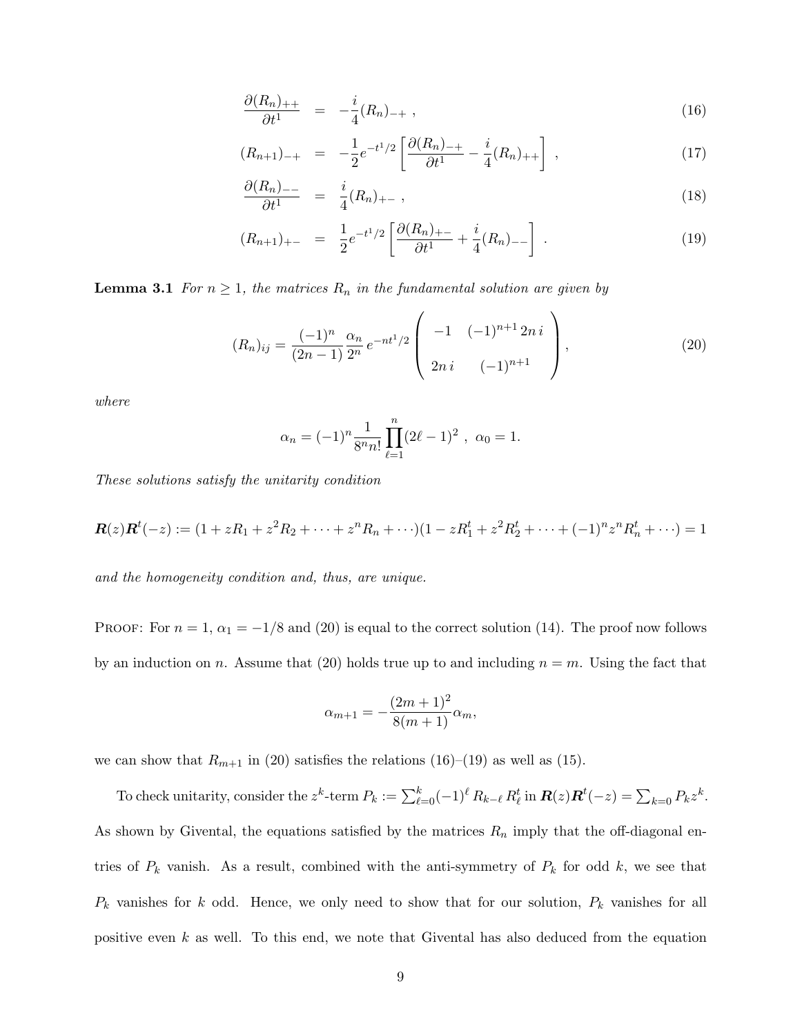$$
\begin{aligned}
\frac{\partial (R_n)_{++}}{\partial t^1} &= -\frac{i}{4}(R_n)_{-+} \ , & (16)\\
(R_{n+1})_{-+} &= -\frac{1}{2}e^{-t^1/2}\left[\frac{\partial (R_n)_{-+}}{\partial t^1} - \frac{i}{4}(R_n)_{++}\right] \ , & (17)\\
\frac{\partial (R_n)_{--}}{\partial t^1} &= \frac{i}{4}(R_n)_{+-} \ , & (18)\\
(R_{n+1})_{+-} &= \frac{1}{2}e^{-t^1/2}\left[\frac{\partial (R_n)_{+-}}{\partial t^1} + \frac{i}{4}(R_n)_{--}\right] \ . & (19)
\end{aligned}
$$

**Lemma 3.1** *For $n \geq 1$, the matrices $R_n$ in the fundamental solution are given by*

$$
(R_n)_{ij} = \frac{(-1)^n}{(2n-1)}\frac{\alpha_n}{2^n}\, e^{-nt^1/2}\begin{pmatrix} -1 & (-1)^{n+1}\, 2n\, i \\ & \\ 2n\, i & (-1)^{n+1} \end{pmatrix}, \tag{20}
$$

*where*

$$
\alpha_n = (-1)^n \frac{1}{8^n n!}\prod_{\ell=1}^{n}(2\ell-1)^2 \ , \ \alpha_0 = 1.
$$

*These solutions satisfy the unitarity condition*

$$
\boldsymbol{R}(z)\boldsymbol{R}^t(-z) := (1 + zR_1 + z^2R_2 + \cdots + z^nR_n + \cdots)(1 - zR_1^t + z^2R_2^t + \cdots + (-1)^n z^n R_n^t + \cdots) = 1
$$

*and the homogeneity condition and, thus, are unique.*

Proof: For $n = 1$, $\alpha_1 = -1/8$ and (20) is equal to the correct solution (14). The proof now follows by an induction on $n$. Assume that (20) holds true up to and including $n = m$. Using the fact that

$$
\alpha_{m+1} = -\frac{(2m+1)^2}{8(m+1)}\alpha_m,
$$

we can show that $R_{m+1}$ in (20) satisfies the relations (16)–(19) as well as (15).

To check unitarity, consider the $z^k$-term $P_k := \sum_{\ell=0}^{k}(-1)^\ell\, R_{k-\ell}\, R_\ell^t$ in $\boldsymbol{R}(z)\boldsymbol{R}^t(-z) = \sum_{k=0} P_k z^k$. As shown by Givental, the equations satisfied by the matrices $R_n$ imply that the off-diagonal entries of $P_k$ vanish. As a result, combined with the anti-symmetry of $P_k$ for odd $k$, we see that $P_k$ vanishes for $k$ odd. Hence, we only need to show that for our solution, $P_k$ vanishes for all positive even $k$ as well. To this end, we note that Givental has also deduced from the equation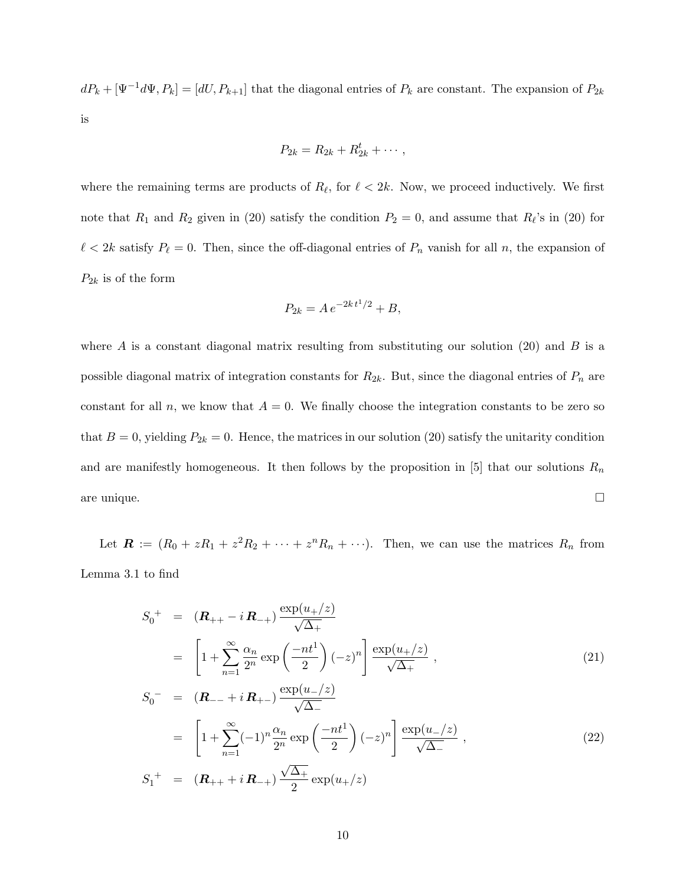$dP_k + [\Psi^{-1}d\Psi, P_k] = [dU, P_{k+1}]$ that the diagonal entries of $P_k$ are constant. The expansion of $P_{2k}$ is

$$P_{2k} = R_{2k} + R^t_{2k} + \cdots ,$$

where the remaining terms are products of $R_\ell$, for $\ell < 2k$. Now, we proceed inductively. We first note that $R_1$ and $R_2$ given in (20) satisfy the condition $P_2 = 0$, and assume that $R_\ell$'s in (20) for $\ell < 2k$ satisfy $P_\ell = 0$. Then, since the off-diagonal entries of $P_n$ vanish for all $n$, the expansion of $P_{2k}$ is of the form

$$P_{2k} = A\, e^{-2k\, t^1/2} + B,$$

where $A$ is a constant diagonal matrix resulting from substituting our solution (20) and $B$ is a possible diagonal matrix of integration constants for $R_{2k}$. But, since the diagonal entries of $P_n$ are constant for all $n$, we know that $A = 0$. We finally choose the integration constants to be zero so that $B = 0$, yielding $P_{2k} = 0$. Hence, the matrices in our solution (20) satisfy the unitarity condition and are manifestly homogeneous. It then follows by the proposition in [5] that our solutions $R_n$ are unique. □

Let $\boldsymbol{R} := (R_0 + zR_1 + z^2R_2 + \cdots + z^nR_n + \cdots)$. Then, we can use the matrices $R_n$ from Lemma 3.1 to find

$$\begin{aligned}
{S_0}^{+} &= (\boldsymbol{R}_{++} - i\,\boldsymbol{R}_{-+})\,\frac{\exp(u_+/z)}{\sqrt{\Delta_+}} \\
&= \left[1 + \sum_{n=1}^{\infty} \frac{\alpha_n}{2^n} \exp\left(\frac{-nt^1}{2}\right)(-z)^n\right] \frac{\exp(u_+/z)}{\sqrt{\Delta_+}} \ , \qquad (21) \\
{S_0}^{-} &= (\boldsymbol{R}_{--} + i\,\boldsymbol{R}_{+-})\,\frac{\exp(u_-/z)}{\sqrt{\Delta_-}} \\
&= \left[1 + \sum_{n=1}^{\infty} (-1)^n\frac{\alpha_n}{2^n} \exp\left(\frac{-nt^1}{2}\right)(-z)^n\right] \frac{\exp(u_-/z)}{\sqrt{\Delta_-}} \ , \qquad (22) \\
{S_1}^{+} &= (\boldsymbol{R}_{++} + i\,\boldsymbol{R}_{-+})\,\frac{\sqrt{\Delta_+}}{2}\exp(u_+/z)
\end{aligned}$$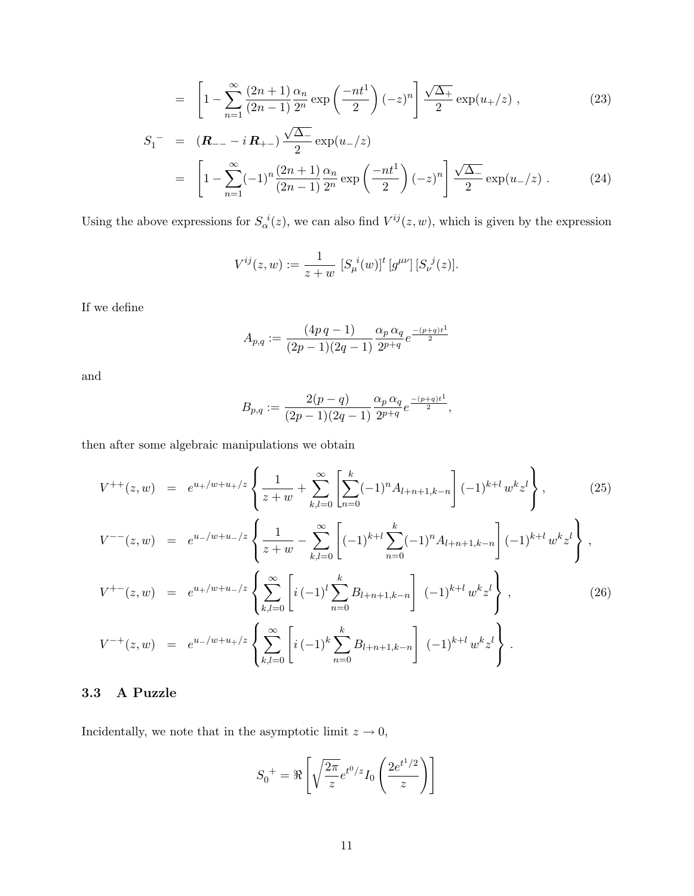$$
= \left[1 - \sum_{n=1}^{\infty} \frac{(2n+1)}{(2n-1)} \frac{\alpha_n}{2^n} \exp\left(\frac{-nt^1}{2}\right)(-z)^n\right] \frac{\sqrt{\Delta_+}}{2} \exp(u_+/z) \ , \tag{23}
$$

$$
S_1{}^- = (\boldsymbol{R}_{--} - i\,\boldsymbol{R}_{+-}) \frac{\sqrt{\Delta_-}}{2} \exp(u_-/z)
$$

$$
= \left[1 - \sum_{n=1}^{\infty} (-1)^n \frac{(2n+1)}{(2n-1)} \frac{\alpha_n}{2^n} \exp\left(\frac{-nt^1}{2}\right)(-z)^n\right] \frac{\sqrt{\Delta_-}}{2} \exp(u_-/z) \ . \tag{24}
$$

Using the above expressions for $S_\alpha{}^i(z)$, we can also find $V^{ij}(z,w)$, which is given by the expression

$$
V^{ij}(z,w) := \frac{1}{z+w}\ [S_\mu{}^i(w)]^t\,[g^{\mu\nu}]\,[S_\nu{}^j(z)].
$$

If we define

$$
A_{p,q} := \frac{(4p\,q-1)}{(2p-1)(2q-1)} \frac{\alpha_p\,\alpha_q}{2^{p+q}} e^{\frac{-(p+q)t^1}{2}}
$$

and

$$
B_{p,q} := \frac{2(p-q)}{(2p-1)(2q-1)} \frac{\alpha_p\,\alpha_q}{2^{p+q}} e^{\frac{-(p+q)t^1}{2}},
$$

then after some algebraic manipulations we obtain

$$
V^{++}(z,w) = e^{u_+/w+u_+/z}\left\{\frac{1}{z+w} + \sum_{k,l=0}^{\infty}\left[\sum_{n=0}^{k}(-1)^n A_{l+n+1,k-n}\right](-1)^{k+l}\,w^k z^l\right\}, \tag{25}
$$

$$
V^{--}(z,w) = e^{u_-/w+u_-/z}\left\{\frac{1}{z+w} - \sum_{k,l=0}^{\infty}\left[(-1)^{k+l}\sum_{n=0}^{k}(-1)^n A_{l+n+1,k-n}\right](-1)^{k+l}\,w^k z^l\right\},
$$

$$
V^{+-}(z,w) = e^{u_+/w+u_-/z}\left\{\sum_{k,l=0}^{\infty}\left[i\,(-1)^l\sum_{n=0}^{k}B_{l+n+1,k-n}\right]\ (-1)^{k+l}\,w^k z^l\right\}, \tag{26}
$$

$$
V^{-+}(z,w) = e^{u_-/w+u_+/z}\left\{\sum_{k,l=0}^{\infty}\left[i\,(-1)^k\sum_{n=0}^{k}B_{l+n+1,k-n}\right]\ (-1)^{k+l}\,w^k z^l\right\}.
$$

### 3.3 A Puzzle

Incidentally, we note that in the asymptotic limit $z \to 0$,

$$
S_0{}^+ = \Re\left[\sqrt{\frac{2\pi}{z}}e^{t^0/z} I_0\left(\frac{2e^{t^1/2}}{z}\right)\right]
$$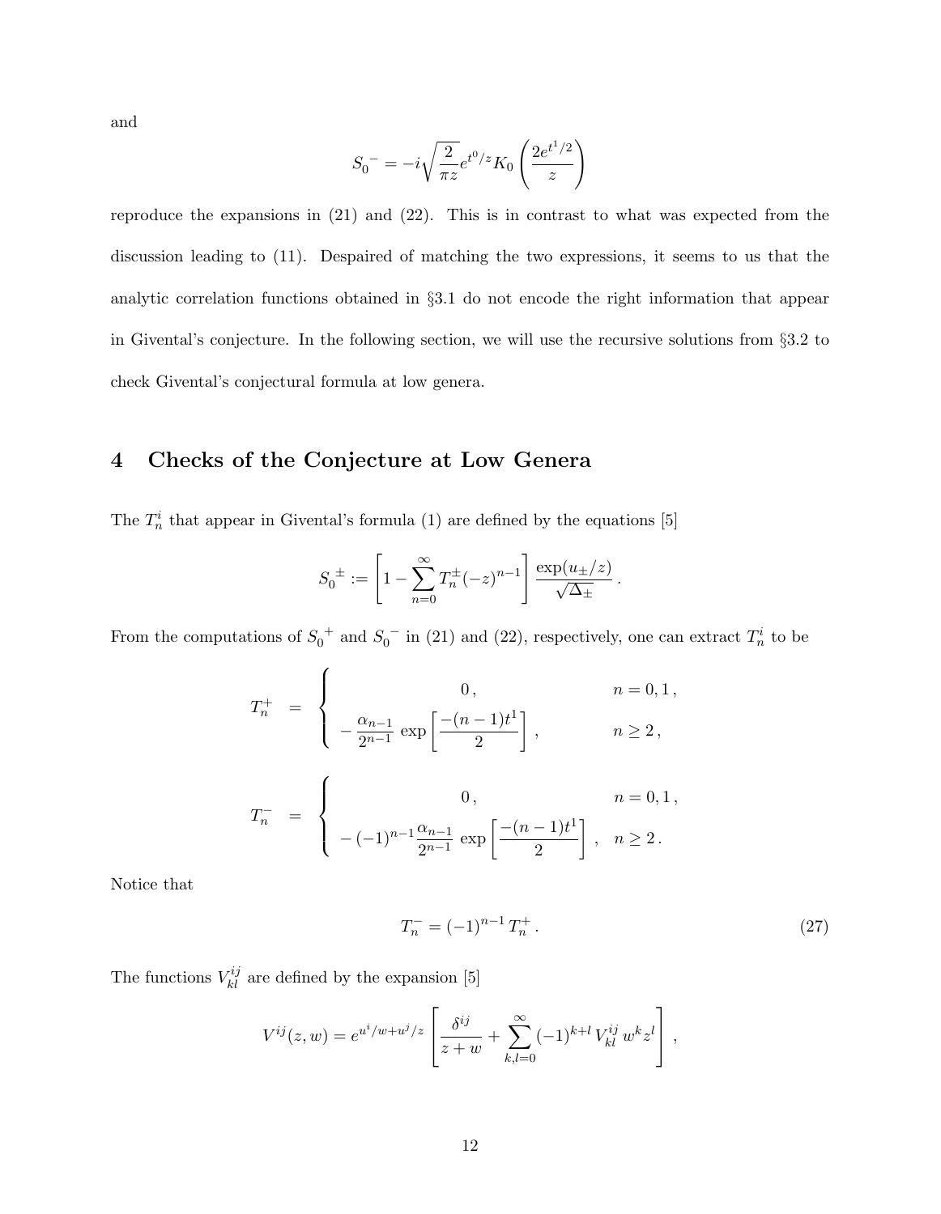and

$$
S_0{}^{-} = -i\sqrt{\frac{2}{\pi z}}e^{t^0/z}K_0\left(\frac{2e^{t^1/2}}{z}\right)
$$

reproduce the expansions in (21) and (22). This is in contrast to what was expected from the discussion leading to (11). Despaired of matching the two expressions, it seems to us that the analytic correlation functions obtained in §3.1 do not encode the right information that appear in Givental's conjecture. In the following section, we will use the recursive solutions from §3.2 to check Givental's conjectural formula at low genera.

# 4 Checks of the Conjecture at Low Genera

The $T_n^i$ that appear in Givental's formula (1) are defined by the equations [5]

$$
S_0{}^{\pm} := \left[1 - \sum_{n=0}^{\infty} T_n^{\pm}(-z)^{n-1}\right] \frac{\exp(u_{\pm}/z)}{\sqrt{\Delta_{\pm}}} \, .
$$

From the computations of $S_0{}^{+}$ and $S_0{}^{-}$ in (21) and (22), respectively, one can extract $T_n^i$ to be

$$
T_n^{+} \;=\; \begin{cases} \qquad\qquad 0\,, & n = 0, 1\,, \\ -\,\dfrac{\alpha_{n-1}}{2^{n-1}}\, \exp\left[\dfrac{-(n-1)t^1}{2}\right]\,, & n \geq 2\,, \end{cases}
$$

$$
T_n^{-} \;=\; \begin{cases} \qquad\qquad 0\,, & n = 0, 1\,, \\ -\,(-1)^{n-1}\dfrac{\alpha_{n-1}}{2^{n-1}}\, \exp\left[\dfrac{-(n-1)t^1}{2}\right]\,, & n \geq 2\,. \end{cases}
$$

Notice that

$$
T_n^{-} = (-1)^{n-1}\, T_n^{+}\,. \tag{27}
$$

The functions $V_{kl}^{ij}$ are defined by the expansion [5]

$$
V^{ij}(z,w) = e^{u^i/w + u^j/z}\left[\frac{\delta^{ij}}{z+w} + \sum_{k,l=0}^{\infty}(-1)^{k+l}\, V_{kl}^{ij}\, w^k z^l\right],
$$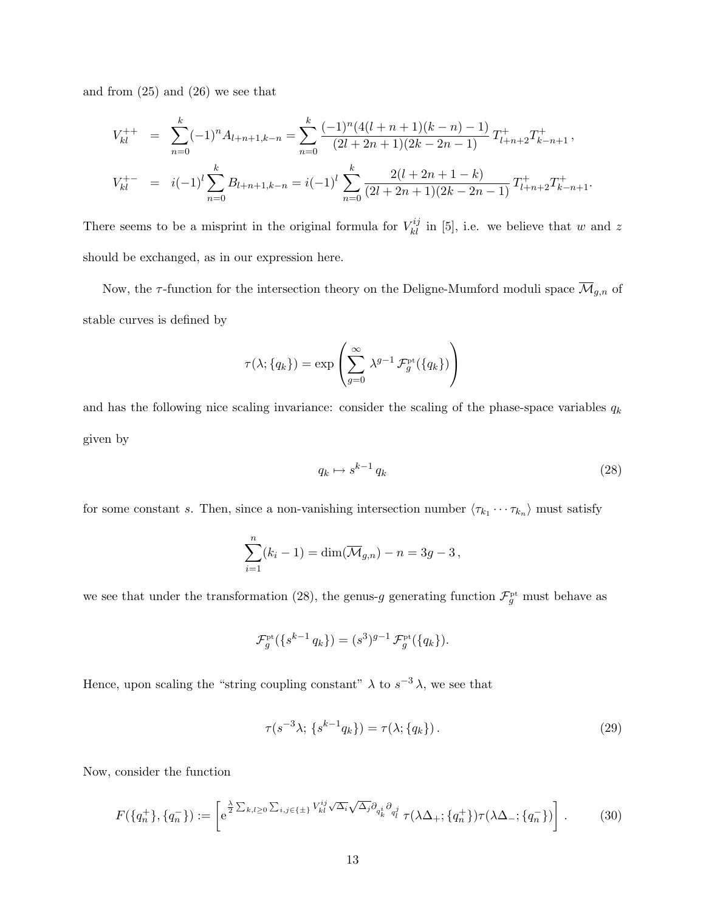and from (25) and (26) we see that

$$
\begin{aligned}
V_{kl}^{++} &= \sum_{n=0}^{k}(-1)^n A_{l+n+1,k-n} = \sum_{n=0}^{k}\frac{(-1)^n(4(l+n+1)(k-n)-1)}{(2l+2n+1)(2k-2n-1)}\,T^+_{l+n+2}T^+_{k-n+1}\,,\\
V_{kl}^{+-} &= i(-1)^l\sum_{n=0}^{k} B_{l+n+1,k-n} = i(-1)^l\sum_{n=0}^{k}\frac{2(l+2n+1-k)}{(2l+2n+1)(2k-2n-1)}\,T^+_{l+n+2}T^+_{k-n+1}.
\end{aligned}
$$

There seems to be a misprint in the original formula for $V_{kl}^{ij}$ in [5], i.e. we believe that $w$ and $z$ should be exchanged, as in our expression here.

Now, the $\tau$-function for the intersection theory on the Deligne-Mumford moduli space $\overline{\mathcal{M}}_{g,n}$ of stable curves is defined by

$$
\tau(\lambda;\{q_k\}) = \exp\left(\sum_{g=0}^{\infty}\lambda^{g-1}\,\mathcal{F}_g^{\rm pt}(\{q_k\})\right)
$$

and has the following nice scaling invariance: consider the scaling of the phase-space variables $q_k$ given by

$$
q_k \mapsto s^{k-1}\,q_k \tag{28}
$$

for some constant $s$. Then, since a non-vanishing intersection number $\langle\tau_{k_1}\cdots\tau_{k_n}\rangle$ must satisfy

$$
\sum_{i=1}^{n}(k_i-1) = \dim(\overline{\mathcal{M}}_{g,n}) - n = 3g-3\,,
$$

we see that under the transformation (28), the genus-$g$ generating function $\mathcal{F}_g^{\rm pt}$ must behave as

$$
\mathcal{F}_g^{\rm pt}(\{s^{k-1}\,q_k\}) = (s^3)^{g-1}\,\mathcal{F}_g^{\rm pt}(\{q_k\}).
$$

Hence, upon scaling the "string coupling constant" $\lambda$ to $s^{-3}\,\lambda$, we see that

$$
\tau(s^{-3}\lambda;\,\{s^{k-1}q_k\}) = \tau(\lambda;\{q_k\})\,. \tag{29}
$$

Now, consider the function

$$
F(\{q_n^+\},\{q_n^-\}) := \left[\mathrm{e}^{\frac{\lambda}{2}\sum_{k,l\geq 0}\sum_{i,j\in\{\pm\}}V_{kl}^{ij}\sqrt{\Delta_i}\sqrt{\Delta_j}\partial_{q_k^i}\partial_{q_l^j}}\,\tau(\lambda\Delta_+;\{q_n^+\})\tau(\lambda\Delta_-;\{q_n^-\})\right]. \tag{30}
$$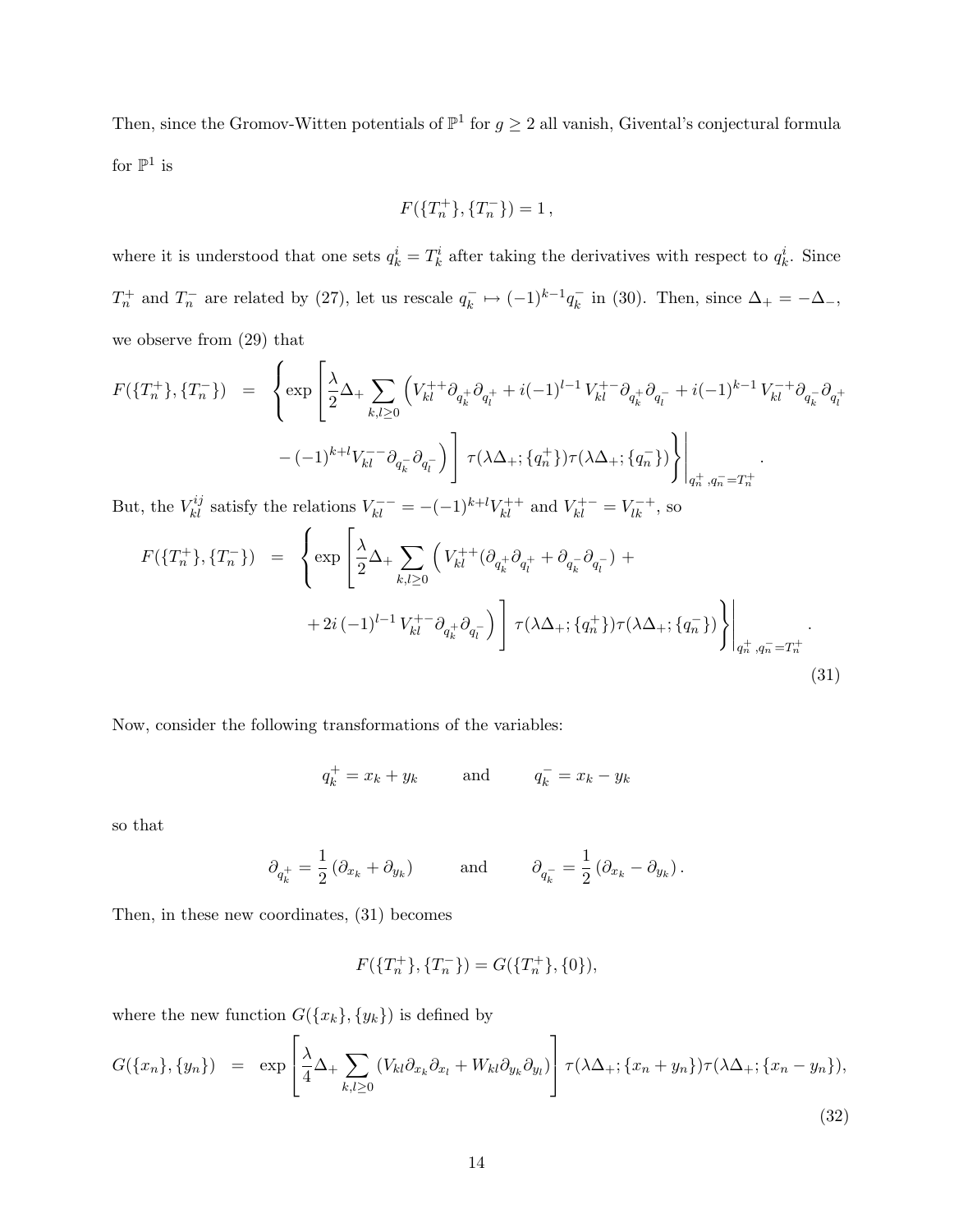Then, since the Gromov-Witten potentials of $\mathbb{P}^1$ for $g \geq 2$ all vanish, Givental's conjectural formula for $\mathbb{P}^1$ is

$$F(\{T_n^+\}, \{T_n^-\}) = 1\,,$$

where it is understood that one sets $q_k^i = T_k^i$ after taking the derivatives with respect to $q_k^i$. Since $T_n^+$ and $T_n^-$ are related by (27), let us rescale $q_k^- \mapsto (-1)^{k-1} q_k^-$ in (30). Then, since $\Delta_+ = -\Delta_-$, we observe from (29) that

$$\begin{aligned} F(\{T_n^+\}, \{T_n^-\}) \;=\; & \Bigg\{ \exp\Bigg[ \frac{\lambda}{2} \Delta_+ \sum_{k,l \geq 0} \Big( V_{kl}^{++} \partial_{q_k^+} \partial_{q_l^+} + i(-1)^{l-1}\, V_{kl}^{+-} \partial_{q_k^+} \partial_{q_l^-} + i(-1)^{k-1}\, V_{kl}^{-+} \partial_{q_k^-} \partial_{q_l^+} \\ & - (-1)^{k+l} V_{kl}^{--} \partial_{q_k^-} \partial_{q_l^-} \Big) \Bigg] \; \tau(\lambda\Delta_+; \{q_n^+\}) \tau(\lambda\Delta_+; \{q_n^-\}) \Bigg\} \Bigg|_{q_n^+, q_n^- = T_n^+} . \end{aligned}$$

But, the $V_{kl}^{ij}$ satisfy the relations $V_{kl}^{--} = -(-1)^{k+l} V_{kl}^{++}$ and $V_{kl}^{+-} = V_{lk}^{-+}$, so

$$\begin{aligned} F(\{T_n^+\}, \{T_n^-\}) \;=\; & \Bigg\{ \exp\Bigg[ \frac{\lambda}{2} \Delta_+ \sum_{k,l \geq 0} \Big( V_{kl}^{++} (\partial_{q_k^+} \partial_{q_l^+} + \partial_{q_k^-} \partial_{q_l^-}) + \\ & + 2i\,(-1)^{l-1}\, V_{kl}^{+-} \partial_{q_k^+} \partial_{q_l^-} \Big) \Bigg] \; \tau(\lambda\Delta_+; \{q_n^+\}) \tau(\lambda\Delta_+; \{q_n^-\}) \Bigg\} \Bigg|_{q_n^+, q_n^- = T_n^+} . \end{aligned} \tag{31}$$

Now, consider the following transformations of the variables:

$$q_k^+ = x_k + y_k \qquad \text{and} \qquad q_k^- = x_k - y_k$$

so that

$$\partial_{q_k^+} = \frac{1}{2}\left(\partial_{x_k} + \partial_{y_k}\right) \qquad \text{and} \qquad \partial_{q_k^-} = \frac{1}{2}\left(\partial_{x_k} - \partial_{y_k}\right).$$

Then, in these new coordinates, (31) becomes

$$F(\{T_n^+\}, \{T_n^-\}) = G(\{T_n^+\}, \{0\}),$$

where the new function $G(\{x_k\}, \{y_k\})$ is defined by

$$G(\{x_n\}, \{y_n\}) \;=\; \exp\Bigg[ \frac{\lambda}{4} \Delta_+ \sum_{k,l \geq 0} \left( V_{kl} \partial_{x_k} \partial_{x_l} + W_{kl} \partial_{y_k} \partial_{y_l} \right) \Bigg] \; \tau(\lambda\Delta_+; \{x_n + y_n\}) \tau(\lambda\Delta_+; \{x_n - y_n\}), \tag{32}$$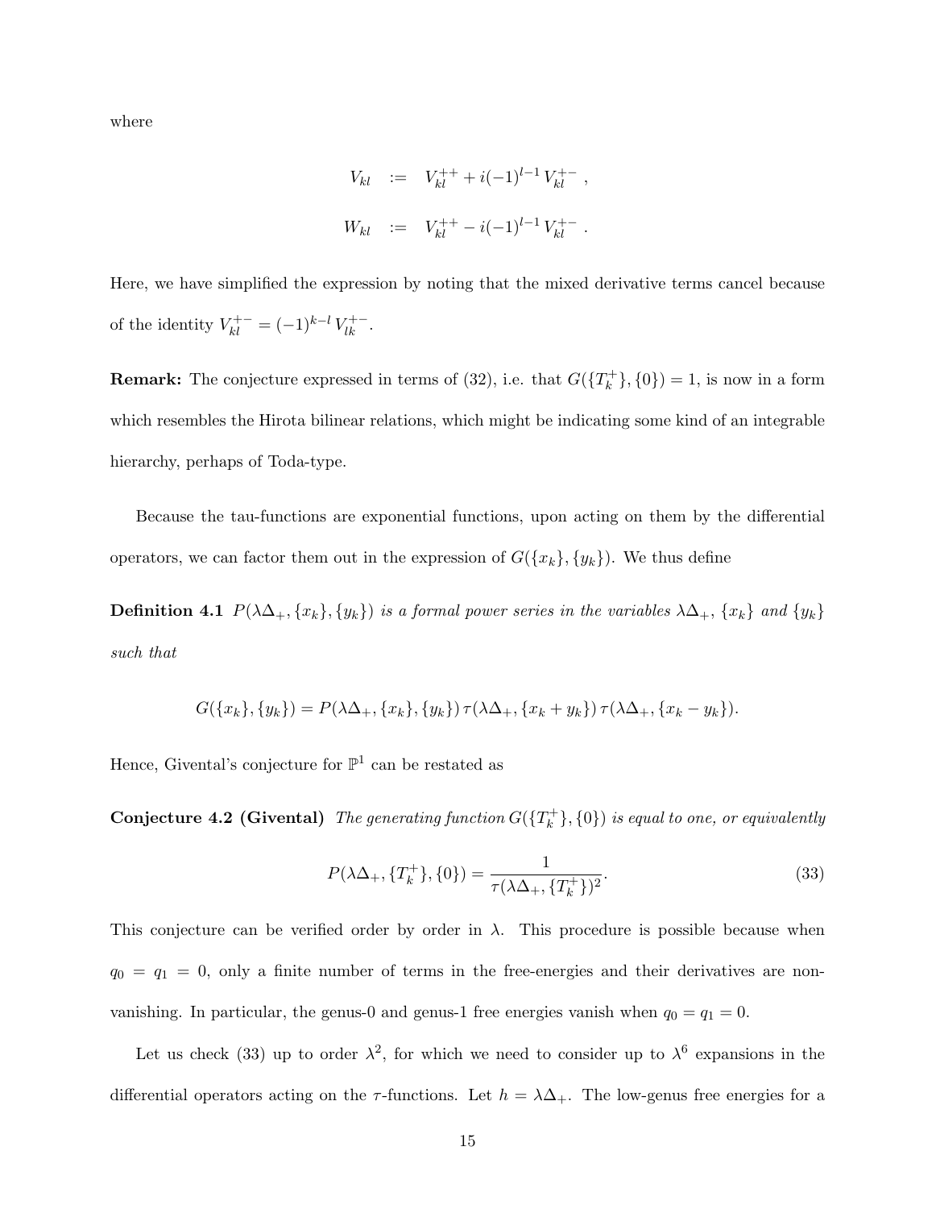where

$$
\begin{aligned}
V_{kl} &:= V_{kl}^{++} + i(-1)^{l-1}\, V_{kl}^{+-} \ , \\
W_{kl} &:= V_{kl}^{++} - i(-1)^{l-1}\, V_{kl}^{+-} \ .
\end{aligned}
$$

Here, we have simplified the expression by noting that the mixed derivative terms cancel because of the identity $V_{kl}^{+-} = (-1)^{k-l}\, V_{lk}^{+-}$.

**Remark:** The conjecture expressed in terms of (32), i.e. that $G(\{T_k^+\},\{0\}) = 1$, is now in a form which resembles the Hirota bilinear relations, which might be indicating some kind of an integrable hierarchy, perhaps of Toda-type.

Because the tau-functions are exponential functions, upon acting on them by the differential operators, we can factor them out in the expression of $G(\{x_k\},\{y_k\})$. We thus define

**Definition 4.1** *$P(\lambda\Delta_+,\{x_k\},\{y_k\})$ is a formal power series in the variables $\lambda\Delta_+$, $\{x_k\}$ and $\{y_k\}$ such that*

$$
G(\{x_k\},\{y_k\}) = P(\lambda\Delta_+,\{x_k\},\{y_k\})\, \tau(\lambda\Delta_+,\{x_k+y_k\})\, \tau(\lambda\Delta_+,\{x_k-y_k\}).
$$

Hence, Givental's conjecture for $\mathbb{P}^1$ can be restated as

**Conjecture 4.2 (Givental)** *The generating function $G(\{T_k^+\},\{0\})$ is equal to one, or equivalently*

$$
P(\lambda\Delta_+,\{T_k^+\},\{0\}) = \frac{1}{\tau(\lambda\Delta_+,\{T_k^+\})^2}. \tag{33}
$$

This conjecture can be verified order by order in $\lambda$. This procedure is possible because when $q_0 = q_1 = 0$, only a finite number of terms in the free-energies and their derivatives are non-vanishing. In particular, the genus-0 and genus-1 free energies vanish when $q_0 = q_1 = 0$.

Let us check (33) up to order $\lambda^2$, for which we need to consider up to $\lambda^6$ expansions in the differential operators acting on the $\tau$-functions. Let $h = \lambda\Delta_+$. The low-genus free energies for a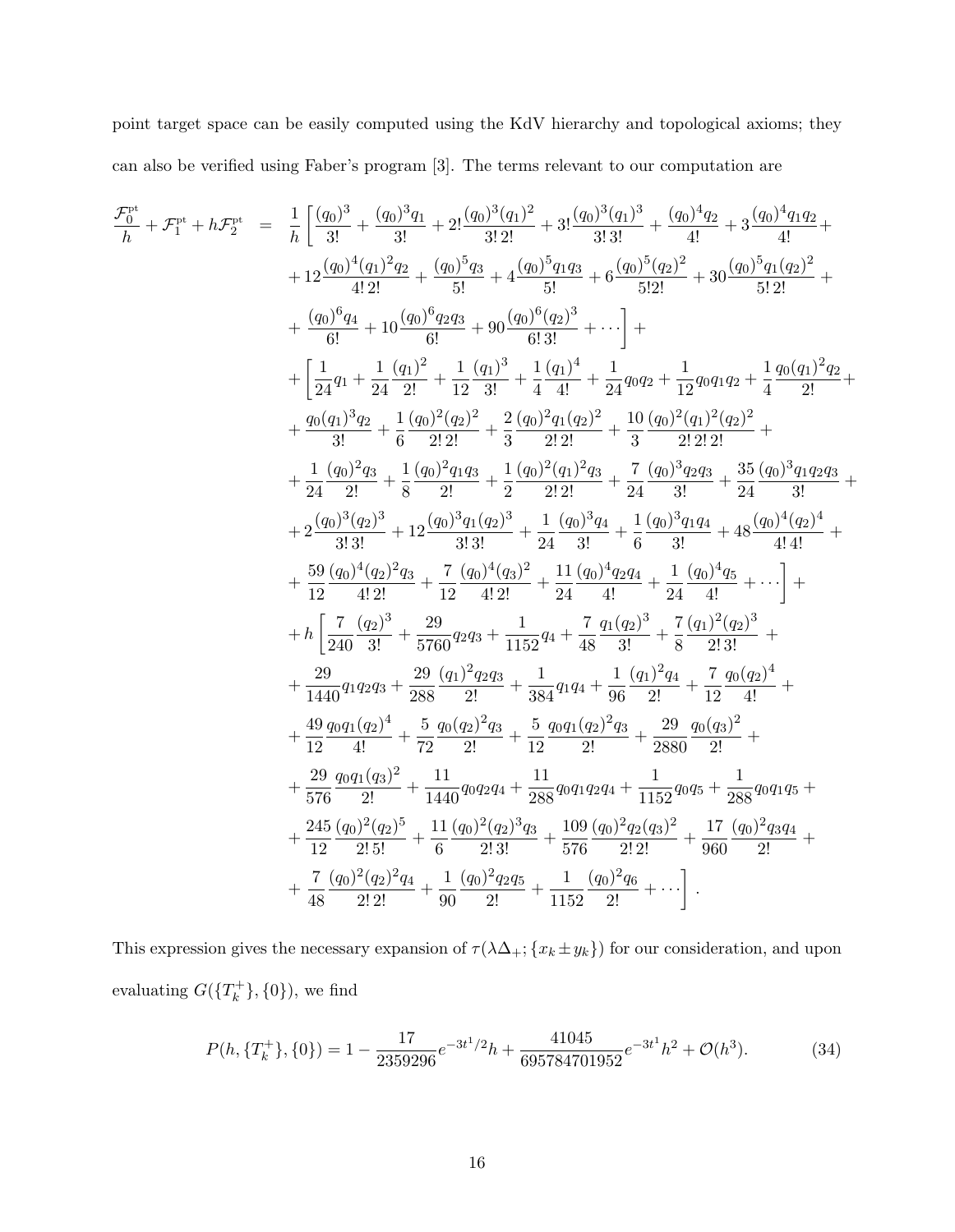point target space can be easily computed using the KdV hierarchy and topological axioms; they can also be verified using Faber's program [3]. The terms relevant to our computation are

$$
\begin{aligned}
\frac{\mathcal{F}_0^{\rm pt}}{h} + \mathcal{F}_1^{\rm pt} + h\mathcal{F}_2^{\rm pt} \;=\; & \frac{1}{h}\left[\frac{(q_0)^3}{3!} + \frac{(q_0)^3 q_1}{3!} + 2!\frac{(q_0)^3(q_1)^2}{3!\,2!} + 3!\frac{(q_0)^3(q_1)^3}{3!\,3!} + \frac{(q_0)^4 q_2}{4!} + 3\frac{(q_0)^4 q_1 q_2}{4!} + \right.\\
& + 12\frac{(q_0)^4(q_1)^2 q_2}{4!\,2!} + \frac{(q_0)^5 q_3}{5!} + 4\frac{(q_0)^5 q_1 q_3}{5!} + 6\frac{(q_0)^5(q_2)^2}{5!2!} + 30\frac{(q_0)^5 q_1 (q_2)^2}{5!\,2!} + \\
& \left. + \frac{(q_0)^6 q_4}{6!} + 10\frac{(q_0)^6 q_2 q_3}{6!} + 90\frac{(q_0)^6 (q_2)^3}{6!\,3!} + \cdots\right] + \\
& + \left[\frac{1}{24}q_1 + \frac{1}{24}\frac{(q_1)^2}{2!} + \frac{1}{12}\frac{(q_1)^3}{3!} + \frac{1}{4}\frac{(q_1)^4}{4!} + \frac{1}{24}q_0 q_2 + \frac{1}{12}q_0 q_1 q_2 + \frac{1}{4}\frac{q_0 (q_1)^2 q_2}{2!} + \right.\\
& + \frac{q_0 (q_1)^3 q_2}{3!} + \frac{1}{6}\frac{(q_0)^2(q_2)^2}{2!\,2!} + \frac{2}{3}\frac{(q_0)^2 q_1 (q_2)^2}{2!\,2!} + \frac{10}{3}\frac{(q_0)^2(q_1)^2(q_2)^2}{2!\,2!\,2!} + \\
& + \frac{1}{24}\frac{(q_0)^2 q_3}{2!} + \frac{1}{8}\frac{(q_0)^2 q_1 q_3}{2!} + \frac{1}{2}\frac{(q_0)^2(q_1)^2 q_3}{2!\,2!} + \frac{7}{24}\frac{(q_0)^3 q_2 q_3}{3!} + \frac{35}{24}\frac{(q_0)^3 q_1 q_2 q_3}{3!} + \\
& + 2\frac{(q_0)^3(q_2)^3}{3!\,3!} + 12\frac{(q_0)^3 q_1 (q_2)^3}{3!\,3!} + \frac{1}{24}\frac{(q_0)^3 q_4}{3!} + \frac{1}{6}\frac{(q_0)^3 q_1 q_4}{3!} + 48\frac{(q_0)^4(q_2)^4}{4!\,4!} + \\
& \left. + \frac{59}{12}\frac{(q_0)^4(q_2)^2 q_3}{4!\,2!} + \frac{7}{12}\frac{(q_0)^4(q_3)^2}{4!\,2!} + \frac{11}{24}\frac{(q_0)^4 q_2 q_4}{4!} + \frac{1}{24}\frac{(q_0)^4 q_5}{4!} + \cdots\right] + \\
& + h\left[\frac{7}{240}\frac{(q_2)^3}{3!} + \frac{29}{5760}q_2 q_3 + \frac{1}{1152}q_4 + \frac{7}{48}\frac{q_1(q_2)^3}{3!} + \frac{7}{8}\frac{(q_1)^2(q_2)^3}{2!\,3!} + \right.\\
& + \frac{29}{1440}q_1 q_2 q_3 + \frac{29}{288}\frac{(q_1)^2 q_2 q_3}{2!} + \frac{1}{384}q_1 q_4 + \frac{1}{96}\frac{(q_1)^2 q_4}{2!} + \frac{7}{12}\frac{q_0 (q_2)^4}{4!} + \\
& + \frac{49}{12}\frac{q_0 q_1 (q_2)^4}{4!} + \frac{5}{72}\frac{q_0 (q_2)^2 q_3}{2!} + \frac{5}{12}\frac{q_0 q_1 (q_2)^2 q_3}{2!} + \frac{29}{2880}\frac{q_0 (q_3)^2}{2!} + \\
& + \frac{29}{576}\frac{q_0 q_1 (q_3)^2}{2!} + \frac{11}{1440}q_0 q_2 q_4 + \frac{11}{288}q_0 q_1 q_2 q_4 + \frac{1}{1152}q_0 q_5 + \frac{1}{288}q_0 q_1 q_5 + \\
& + \frac{245}{12}\frac{(q_0)^2(q_2)^5}{2!\,5!} + \frac{11}{6}\frac{(q_0)^2(q_2)^3 q_3}{2!\,3!} + \frac{109}{576}\frac{(q_0)^2 q_2 (q_3)^2}{2!\,2!} + \frac{17}{960}\frac{(q_0)^2 q_3 q_4}{2!} + \\
& \left. + \frac{7}{48}\frac{(q_0)^2(q_2)^2 q_4}{2!\,2!} + \frac{1}{90}\frac{(q_0)^2 q_2 q_5}{2!} + \frac{1}{1152}\frac{(q_0)^2 q_6}{2!} + \cdots\right].
\end{aligned}
$$

This expression gives the necessary expansion of $\tau(\lambda\Delta_+;\{x_k \pm y_k\})$ for our consideration, and upon evaluating $G(\{T_k^+\},\{0\})$, we find

$$
P(h,\{T_k^+\},\{0\}) = 1 - \frac{17}{2359296}e^{-3t^1/2}h + \frac{41045}{695784701952}e^{-3t^1}h^2 + \mathcal{O}(h^3). \tag{34}
$$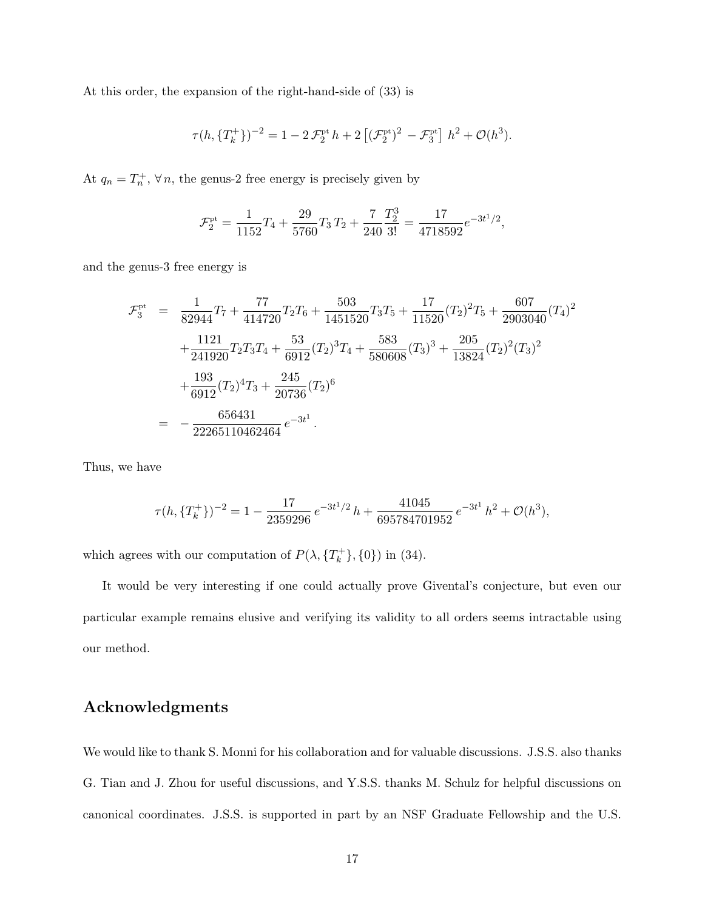At this order, the expansion of the right-hand-side of (33) is

$$\tau(h,\{T_k^+\})^{-2} = 1 - 2\,\mathcal{F}_2^{\rm pt}\,h + 2\left[(\mathcal{F}_2^{\rm pt})^2 - \mathcal{F}_3^{\rm pt}\right]\,h^2 + \mathcal{O}(h^3).$$

At $q_n = T_n^+$, $\forall\, n$, the genus-2 free energy is precisely given by

$$\mathcal{F}_2^{\rm pt} = \frac{1}{1152}T_4 + \frac{29}{5760}T_3\,T_2 + \frac{7}{240}\frac{T_2^3}{3!} = \frac{17}{4718592}e^{-3t^1/2},$$

and the genus-3 free energy is

$$\begin{aligned}
\mathcal{F}_3^{\rm pt} &= \frac{1}{82944}T_7 + \frac{77}{414720}T_2T_6 + \frac{503}{1451520}T_3T_5 + \frac{17}{11520}(T_2)^2T_5 + \frac{607}{2903040}(T_4)^2 \\
&\quad + \frac{1121}{241920}T_2T_3T_4 + \frac{53}{6912}(T_2)^3T_4 + \frac{583}{580608}(T_3)^3 + \frac{205}{13824}(T_2)^2(T_3)^2 \\
&\quad + \frac{193}{6912}(T_2)^4T_3 + \frac{245}{20736}(T_2)^6 \\
&= -\frac{656431}{22265110462464}\,e^{-3t^1}\,.
\end{aligned}$$

Thus, we have

$$\tau(h,\{T_k^+\})^{-2} = 1 - \frac{17}{2359296}\,e^{-3t^1/2}\,h + \frac{41045}{695784701952}\,e^{-3t^1}\,h^2 + \mathcal{O}(h^3),$$

which agrees with our computation of $P(\lambda,\{T_k^+\},\{0\})$ in (34).

It would be very interesting if one could actually prove Givental's conjecture, but even our particular example remains elusive and verifying its validity to all orders seems intractable using our method.

## Acknowledgments

We would like to thank S. Monni for his collaboration and for valuable discussions. J.S.S. also thanks G. Tian and J. Zhou for useful discussions, and Y.S.S. thanks M. Schulz for helpful discussions on canonical coordinates. J.S.S. is supported in part by an NSF Graduate Fellowship and the U.S.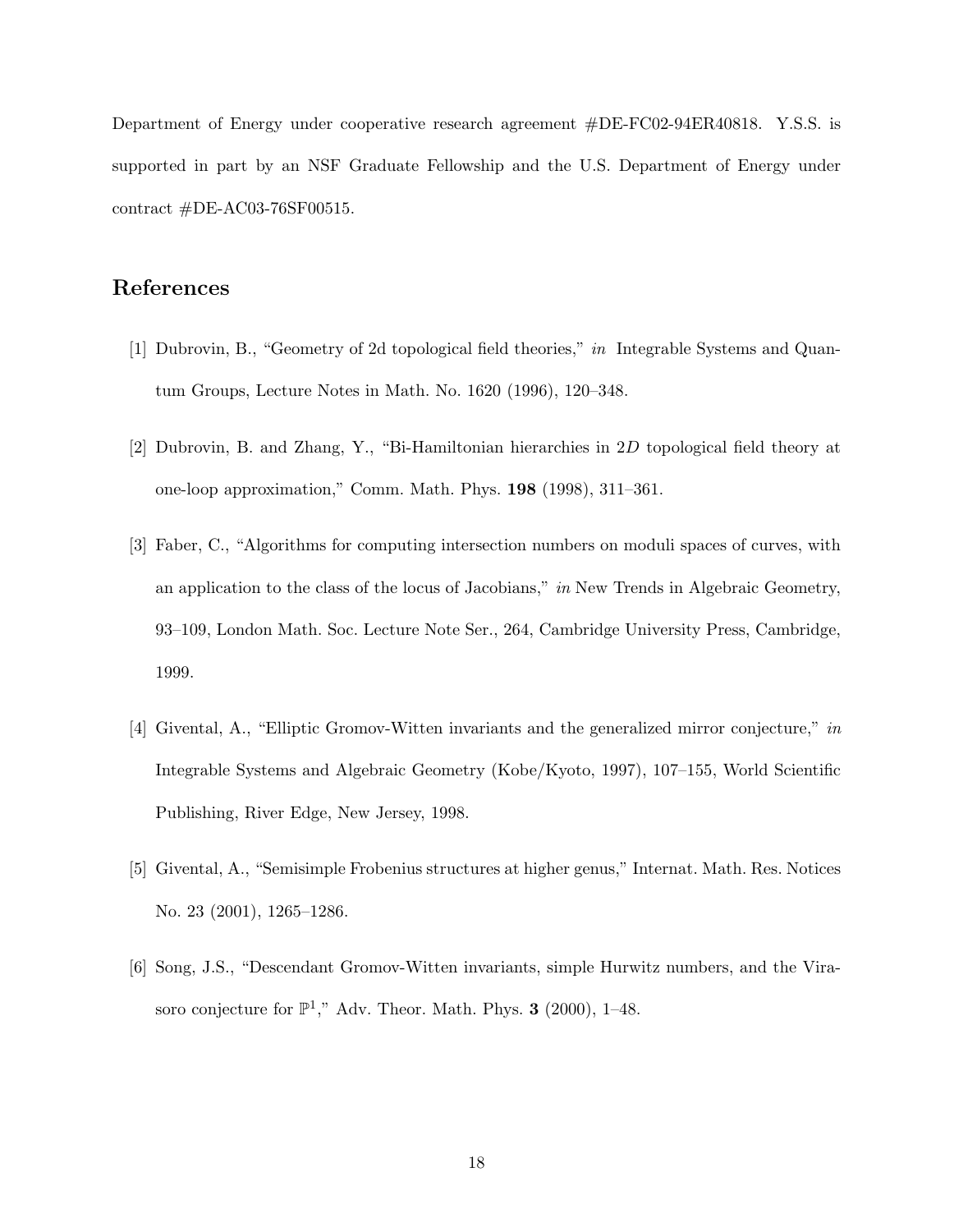Department of Energy under cooperative research agreement #DE-FC02-94ER40818. Y.S.S. is supported in part by an NSF Graduate Fellowship and the U.S. Department of Energy under contract #DE-AC03-76SF00515.

## References

[1] Dubrovin, B., "Geometry of 2d topological field theories," *in* Integrable Systems and Quantum Groups, Lecture Notes in Math. No. 1620 (1996), 120–348.

[2] Dubrovin, B. and Zhang, Y., "Bi-Hamiltonian hierarchies in $2D$ topological field theory at one-loop approximation," Comm. Math. Phys. **198** (1998), 311–361.

[3] Faber, C., "Algorithms for computing intersection numbers on moduli spaces of curves, with an application to the class of the locus of Jacobians," *in* New Trends in Algebraic Geometry, 93–109, London Math. Soc. Lecture Note Ser., 264, Cambridge University Press, Cambridge, 1999.

[4] Givental, A., "Elliptic Gromov-Witten invariants and the generalized mirror conjecture," *in* Integrable Systems and Algebraic Geometry (Kobe/Kyoto, 1997), 107–155, World Scientific Publishing, River Edge, New Jersey, 1998.

[5] Givental, A., "Semisimple Frobenius structures at higher genus," Internat. Math. Res. Notices No. 23 (2001), 1265–1286.

[6] Song, J.S., "Descendant Gromov-Witten invariants, simple Hurwitz numbers, and the Virasoro conjecture for $\mathbb{P}^1$," Adv. Theor. Math. Phys. **3** (2000), 1–48.